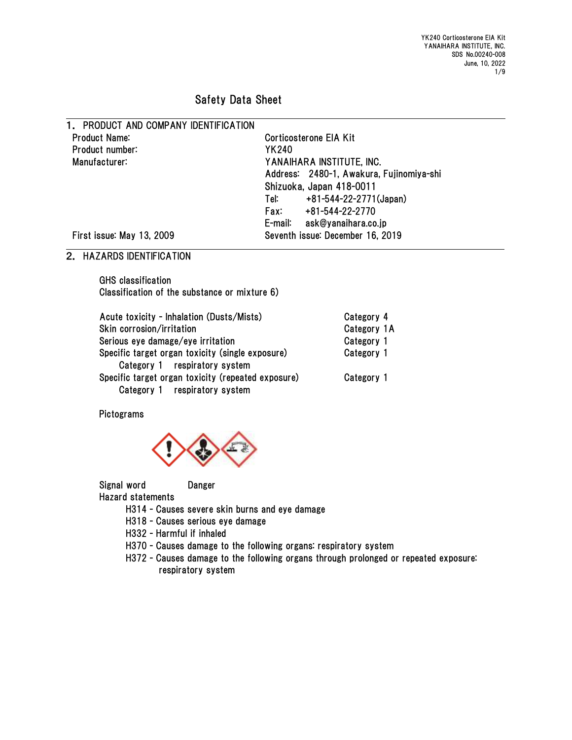# Safety Data Sheet

## 1. PRODUCT AND COMPANY IDENTIFICATION

| | |
|---|---|
| Product Name: | Corticosterone EIA Kit |
| Product number: | YK240 |
| Manufacturer: | YANAIHARA INSTITUTE, INC. |
| | Address: 2480-1, Awakura, Fujinomiya-shi Shizuoka, Japan 418-0011 |
| | Tel: +81-544-22-2771(Japan) |
| | Fax: +81-544-22-2770 |
| | E-mail: ask@yanaihara.co.jp |
| First issue: May 13, 2009 | Seventh issue: December 16, 2019 |

## 2. HAZARDS IDENTIFICATION

GHS classification

Classification of the substance or mixture 6)

| | |
|---|---|
| Acute toxicity - Inhalation (Dusts/Mists) | Category 4 |
| Skin corrosion/irritation | Category 1A |
| Serious eye damage/eye irritation | Category 1 |
| Specific target organ toxicity (single exposure) Category 1 respiratory system | Category 1 |
| Specific target organ toxicity (repeated exposure) Category 1 respiratory system | Category 1 |

Pictograms

Signal word Danger

Hazard statements

- H314 - Causes severe skin burns and eye damage
- H318 - Causes serious eye damage
- H332 - Harmful if inhaled
- H370 - Causes damage to the following organs: respiratory system
- H372 - Causes damage to the following organs through prolonged or repeated exposure: respiratory system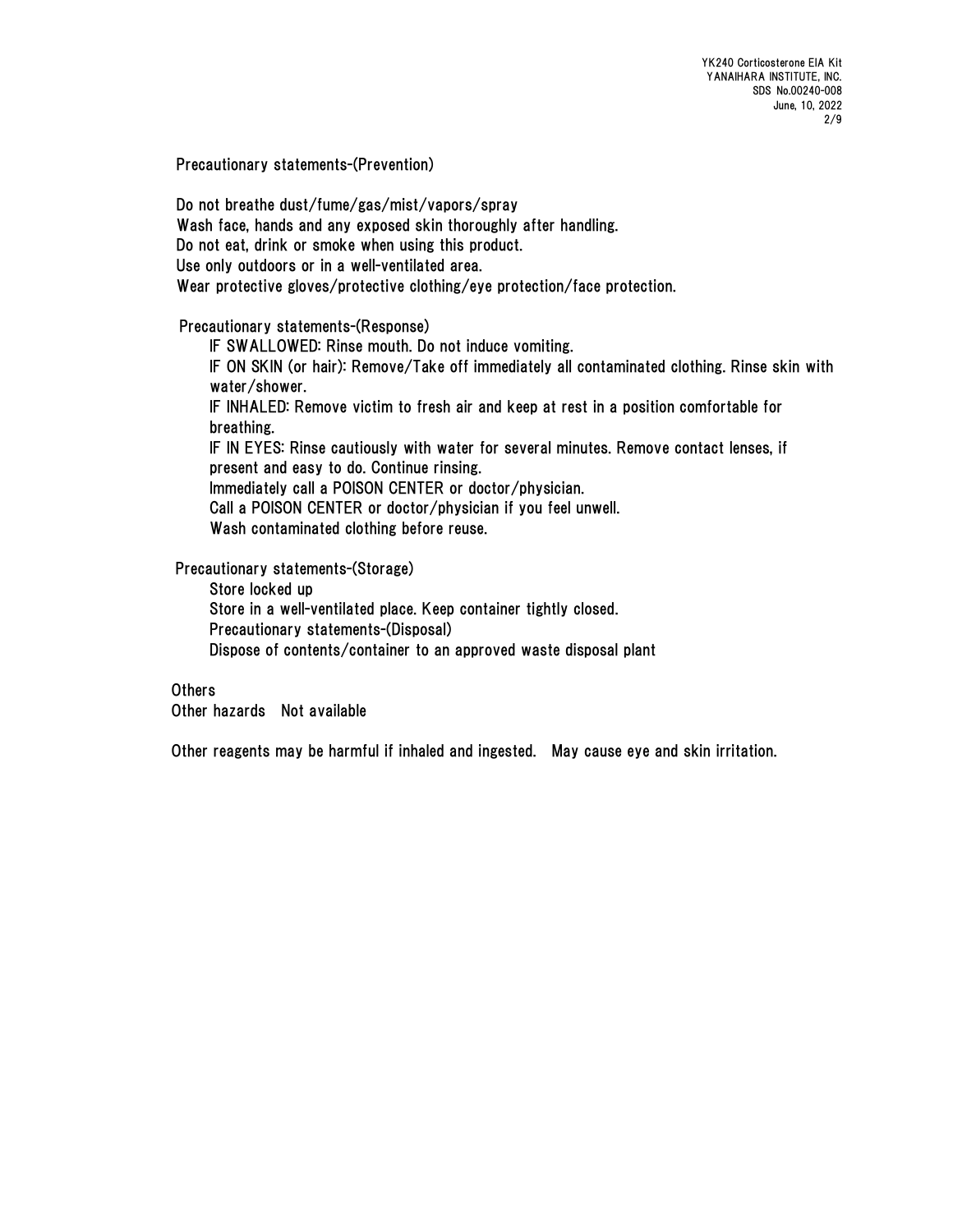Precautionary statements-(Prevention)

Do not breathe dust/fume/gas/mist/vapors/spray
Wash face, hands and any exposed skin thoroughly after handling.
Do not eat, drink or smoke when using this product.
Use only outdoors or in a well-ventilated area.
Wear protective gloves/protective clothing/eye protection/face protection.

Precautionary statements-(Response)

IF SWALLOWED: Rinse mouth. Do not induce vomiting.
IF ON SKIN (or hair): Remove/Take off immediately all contaminated clothing. Rinse skin with water/shower.
IF INHALED: Remove victim to fresh air and keep at rest in a position comfortable for breathing.
IF IN EYES: Rinse cautiously with water for several minutes. Remove contact lenses, if present and easy to do. Continue rinsing.
Immediately call a POISON CENTER or doctor/physician.
Call a POISON CENTER or doctor/physician if you feel unwell.
Wash contaminated clothing before reuse.

Precautionary statements-(Storage)

Store locked up
Store in a well-ventilated place. Keep container tightly closed.
Precautionary statements-(Disposal)
Dispose of contents/container to an approved waste disposal plant

Others
Other hazards　Not available

Other reagents may be harmful if inhaled and ingested.　May cause eye and skin irritation.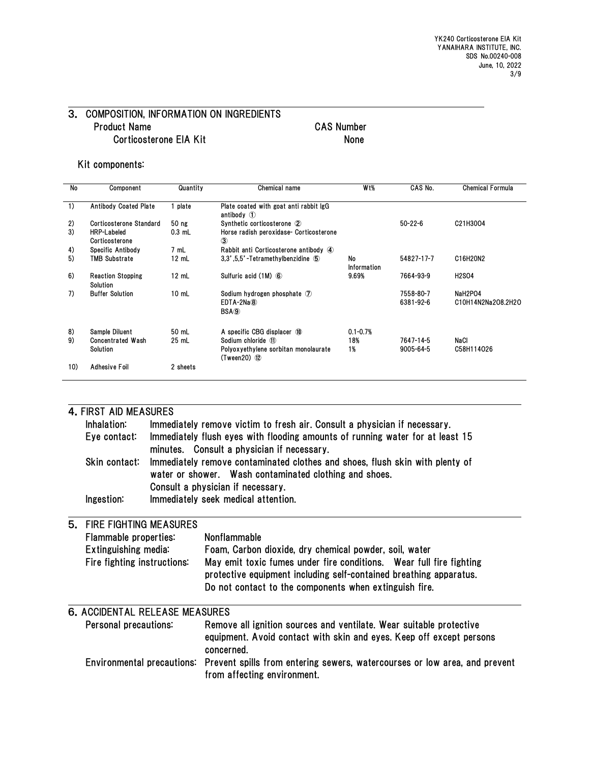## 3. COMPOSITION, INFORMATION ON INGREDIENTS

| Product Name | CAS Number |
|---|---|
| Corticosterone EIA Kit | None |

Kit components:

| No | Component | Quantity | Chemical name | Wt% | CAS No. | Chemical Formula |
|---|---|---|---|---|---|---|
| 1) | Antibody Coated Plate | 1 plate | Plate coated with goat anti rabbit IgG antibody ① | | | |
| 2) | Corticosterone Standard | 50 ng | Synthetic corticosterone ② | | 50-22-6 | $C_{21}H_{30}O_4$ |
| 3) | HRP-Labeled Corticosterone | 0.3 mL | Horse radish peroxidase- Corticosterone ③ | | | |
| 4) | Specific Antibody | 7 mL | Rabbit anti Corticosterone antibody ④ | | | |
| 5) | TMB Substrate | 12 mL | 3,3',5,5'-Tetramethylbenzidine ⑤ | No Information | 54827-17-7 | $C_{16}H_{20}N_2$ |
| 6) | Reaction Stopping Solution | 12 mL | Sulfuric acid (1M) ⑥ | 9.69% | 7664-93-9 | $H_2SO_4$ |
| 7) | Buffer Solution | 10 mL | Sodium hydrogen phosphate ⑦<br>EDTA-2Na⑧<br>BSA⑨ | | 7558-80-7<br>6381-92-6 | $NaH_2PO_4$<br>$C_{10}H_{14}N_2Na_2O_8.2H_2O$ |
| 8) | Sample Diluent | 50 mL | A specific CBG displacer ⑩ | 0.1-0.7% | | |
| 9) | Concentrated Wash Solution | 25 mL | Sodium chloride ⑪<br>Polyoxyethylene sorbitan monolaurate (Tween20) ⑫ | 18%<br>1% | 7647-14-5<br>9005-64-5 | NaCl<br>$C_{58}H_{114}O_{26}$ |
| 10) | Adhesive Foil | 2 sheets | | | | |

## 4. FIRST AID MEASURES

**Inhalation:** Immediately remove victim to fresh air. Consult a physician if necessary.

**Eye contact:** Immediately flush eyes with flooding amounts of running water for at least 15 minutes. Consult a physician if necessary.

**Skin contact:** Immediately remove contaminated clothes and shoes, flush skin with plenty of water or shower. Wash contaminated clothing and shoes. Consult a physician if necessary.

**Ingestion:** Immediately seek medical attention.

## 5. FIRE FIGHTING MEASURES

**Flammable properties:** Nonflammable

**Extinguishing media:** Foam, Carbon dioxide, dry chemical powder, soil, water

**Fire fighting instructions:** May emit toxic fumes under fire conditions. Wear full fire fighting protective equipment including self-contained breathing apparatus. Do not contact to the components when extinguish fire.

## 6. ACCIDENTAL RELEASE MEASURES

**Personal precautions:** Remove all ignition sources and ventilate. Wear suitable protective equipment. Avoid contact with skin and eyes. Keep off except persons concerned.

**Environmental precautions:** Prevent spills from entering sewers, watercourses or low area, and prevent from affecting environment.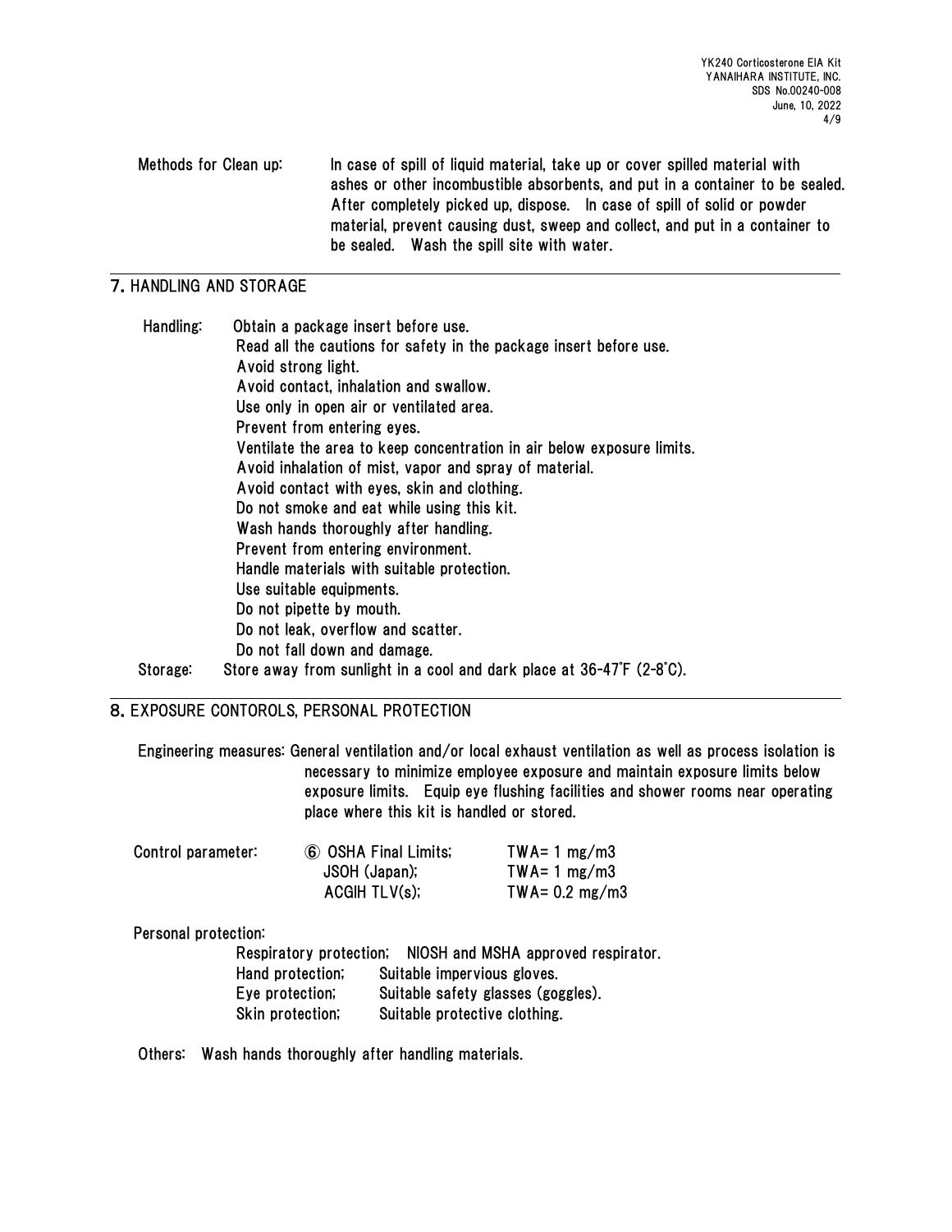Methods for Clean up: In case of spill of liquid material, take up or cover spilled material with ashes or other incombustible absorbents, and put in a container to be sealed. After completely picked up, dispose. In case of spill of solid or powder material, prevent causing dust, sweep and collect, and put in a container to be sealed. Wash the spill site with water.

## 7. HANDLING AND STORAGE

Handling: Obtain a package insert before use.
Read all the cautions for safety in the package insert before use.
Avoid strong light.
Avoid contact, inhalation and swallow.
Use only in open air or ventilated area.
Prevent from entering eyes.
Ventilate the area to keep concentration in air below exposure limits.
Avoid inhalation of mist, vapor and spray of material.
Avoid contact with eyes, skin and clothing.
Do not smoke and eat while using this kit.
Wash hands thoroughly after handling.
Prevent from entering environment.
Handle materials with suitable protection.
Use suitable equipments.
Do not pipette by mouth.
Do not leak, overflow and scatter.
Do not fall down and damage.

Storage: Store away from sunlight in a cool and dark place at 36-47˚F (2-8˚C).

## 8. EXPOSURE CONTOROLS, PERSONAL PROTECTION

Engineering measures: General ventilation and/or local exhaust ventilation as well as process isolation is necessary to minimize employee exposure and maintain exposure limits below exposure limits. Equip eye flushing facilities and shower rooms near operating place where this kit is handled or stored.

Control parameter:

| | |
|---|---|
| ⑥ OSHA Final Limits; | TWA= 1 mg/m3 |
| JSOH (Japan); | TWA= 1 mg/m3 |
| ACGIH TLV(s); | TWA= 0.2 mg/m3 |

Personal protection:

Respiratory protection; NIOSH and MSHA approved respirator.
Hand protection; Suitable impervious gloves.
Eye protection; Suitable safety glasses (goggles).
Skin protection; Suitable protective clothing.

Others: Wash hands thoroughly after handling materials.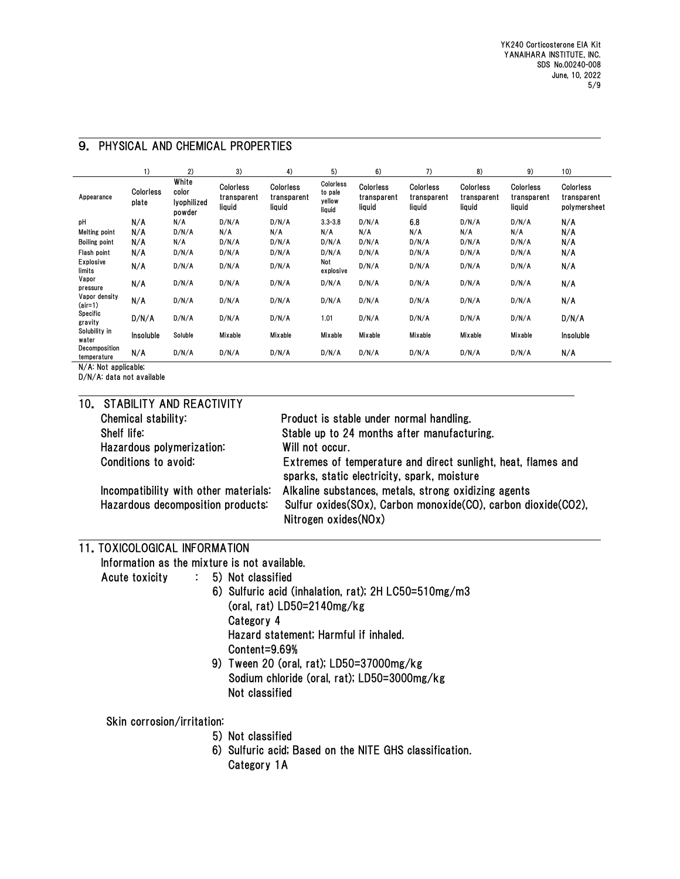## 9. PHYSICAL AND CHEMICAL PROPERTIES

| | 1) | 2) | 3) | 4) | 5) | 6) | 7) | 8) | 9) | 10) |
|---|---|---|---|---|---|---|---|---|---|---|
| Appearance | Colorless plate | White color lyophilized powder | Colorless transparent liquid | Colorless transparent liquid | Colorless to pale yellow liquid | Colorless transparent liquid | Colorless transparent liquid | Colorless transparent liquid | Colorless transparent liquid | Colorless transparent polymersheet |
| pH | N/A | N/A | D/N/A | D/N/A | 3.3-3.8 | D/N/A | 6.8 | D/N/A | D/N/A | N/A |
| Melting point | N/A | D/N/A | N/A | N/A | N/A | N/A | N/A | N/A | N/A | N/A |
| Boiling point | N/A | N/A | D/N/A | D/N/A | D/N/A | D/N/A | D/N/A | D/N/A | D/N/A | N/A |
| Flash point | N/A | D/N/A | D/N/A | D/N/A | D/N/A | D/N/A | D/N/A | D/N/A | D/N/A | N/A |
| Explosive limits | N/A | D/N/A | D/N/A | D/N/A | Not explosive | D/N/A | D/N/A | D/N/A | D/N/A | N/A |
| Vapor pressure | N/A | D/N/A | D/N/A | D/N/A | D/N/A | D/N/A | D/N/A | D/N/A | D/N/A | N/A |
| Vapor density (air=1) | N/A | D/N/A | D/N/A | D/N/A | D/N/A | D/N/A | D/N/A | D/N/A | D/N/A | N/A |
| Specific gravity | D/N/A | D/N/A | D/N/A | D/N/A | 1.01 | D/N/A | D/N/A | D/N/A | D/N/A | D/N/A |
| Solubility in water | Insoluble | Soluble | Mixable | Mixable | Mixable | Mixable | Mixable | Mixable | Mixable | Insoluble |
| Decomposition temperature | N/A | D/N/A | D/N/A | D/N/A | D/N/A | D/N/A | D/N/A | D/N/A | D/N/A | N/A |

N/A: Not applicable;
D/N/A: data not available

## 10. STABILITY AND REACTIVITY

Chemical stability: Product is stable under normal handling.
Shelf life: Stable up to 24 months after manufacturing.
Hazardous polymerization: Will not occur.
Conditions to avoid: Extremes of temperature and direct sunlight, heat, flames and sparks, static electricity, spark, moisture
Incompatibility with other materials: Alkaline substances, metals, strong oxidizing agents
Hazardous decomposition products: Sulfur oxides(SOx), Carbon monoxide(CO), carbon dioxide($CO_2$), Nitrogen oxides(NOx)

## 11. TOXICOLOGICAL INFORMATION

Information as the mixture is not available.

Acute toxicity :
5) Not classified
6) Sulfuric acid (inhalation, rat); 2H LC50=510mg/m3
(oral, rat) LD50=2140mg/kg
Category 4
Hazard statement; Harmful if inhaled.
Content=9.69%
9) Tween 20 (oral, rat); LD50=37000mg/kg
Sodium chloride (oral, rat); LD50=3000mg/kg
Not classified

Skin corrosion/irritation:
5) Not classified
6) Sulfuric acid; Based on the NITE GHS classification.
Category 1A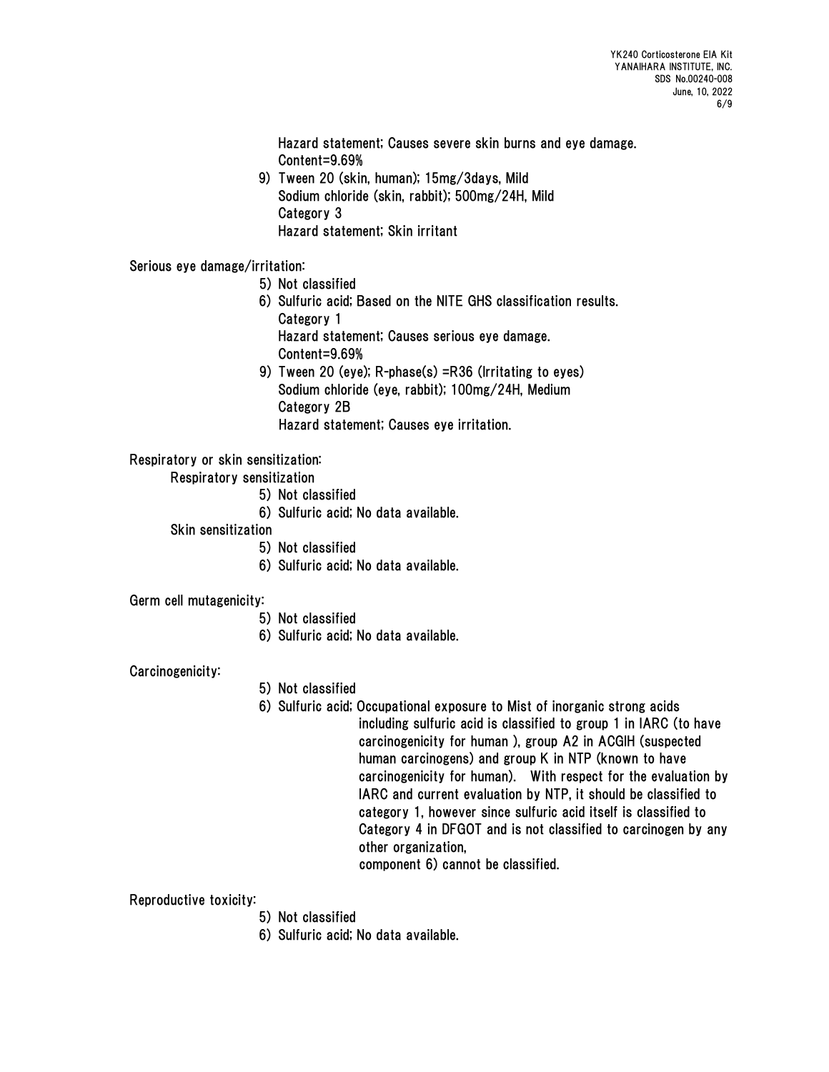Hazard statement; Causes severe skin burns and eye damage.
Content=9.69%

9) Tween 20 (skin, human); 15mg/3days, Mild
Sodium chloride (skin, rabbit); 500mg/24H, Mild
Category 3
Hazard statement; Skin irritant

Serious eye damage/irritation:

5) Not classified

6) Sulfuric acid; Based on the NITE GHS classification results.
Category 1
Hazard statement; Causes serious eye damage.
Content=9.69%

9) Tween 20 (eye); R-phase(s) =R36 (Irritating to eyes)
Sodium chloride (eye, rabbit); 100mg/24H, Medium
Category 2B
Hazard statement; Causes eye irritation.

Respiratory or skin sensitization:

Respiratory sensitization

5) Not classified

6) Sulfuric acid; No data available.

Skin sensitization

5) Not classified

6) Sulfuric acid; No data available.

Germ cell mutagenicity:

5) Not classified

6) Sulfuric acid; No data available.

Carcinogenicity:

5) Not classified

6) Sulfuric acid; Occupational exposure to Mist of inorganic strong acids including sulfuric acid is classified to group 1 in IARC (to have carcinogenicity for human ), group A2 in ACGIH (suspected human carcinogens) and group K in NTP (known to have carcinogenicity for human). With respect for the evaluation by IARC and current evaluation by NTP, it should be classified to category 1, however since sulfuric acid itself is classified to Category 4 in DFGOT and is not classified to carcinogen by any other organization,
component 6) cannot be classified.

Reproductive toxicity:

5) Not classified

6) Sulfuric acid; No data available.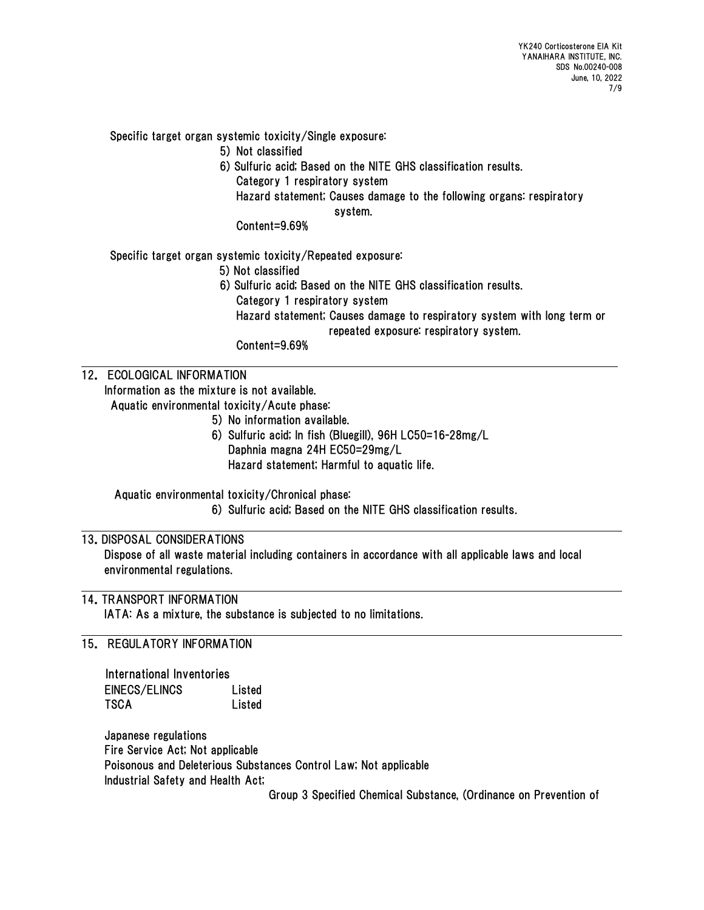Specific target organ systemic toxicity/Single exposure:

5) Not classified

6) Sulfuric acid; Based on the NITE GHS classification results.
Category 1 respiratory system
Hazard statement; Causes damage to the following organs: respiratory system.
Content=9.69%

Specific target organ systemic toxicity/Repeated exposure:

5) Not classified

6) Sulfuric acid; Based on the NITE GHS classification results.
Category 1 respiratory system
Hazard statement; Causes damage to respiratory system with long term or repeated exposure: respiratory system.
Content=9.69%

## 12. ECOLOGICAL INFORMATION

Information as the mixture is not available.

Aquatic environmental toxicity/Acute phase:

5) No information available.

6) Sulfuric acid; In fish (Bluegill), 96H LC50=16-28mg/L
Daphnia magna 24H EC50=29mg/L
Hazard statement; Harmful to aquatic life.

Aquatic environmental toxicity/Chronical phase:

6) Sulfuric acid; Based on the NITE GHS classification results.

## 13. DISPOSAL CONSIDERATIONS

Dispose of all waste material including containers in accordance with all applicable laws and local environmental regulations.

## 14. TRANSPORT INFORMATION

IATA: As a mixture, the substance is subjected to no limitations.

## 15. REGULATORY INFORMATION

International Inventories

| | |
|---|---|
| EINECS/ELINCS | Listed |
| TSCA | Listed |

Japanese regulations

Fire Service Act; Not applicable

Poisonous and Deleterious Substances Control Law; Not applicable

Industrial Safety and Health Act;

Group 3 Specified Chemical Substance, (Ordinance on Prevention of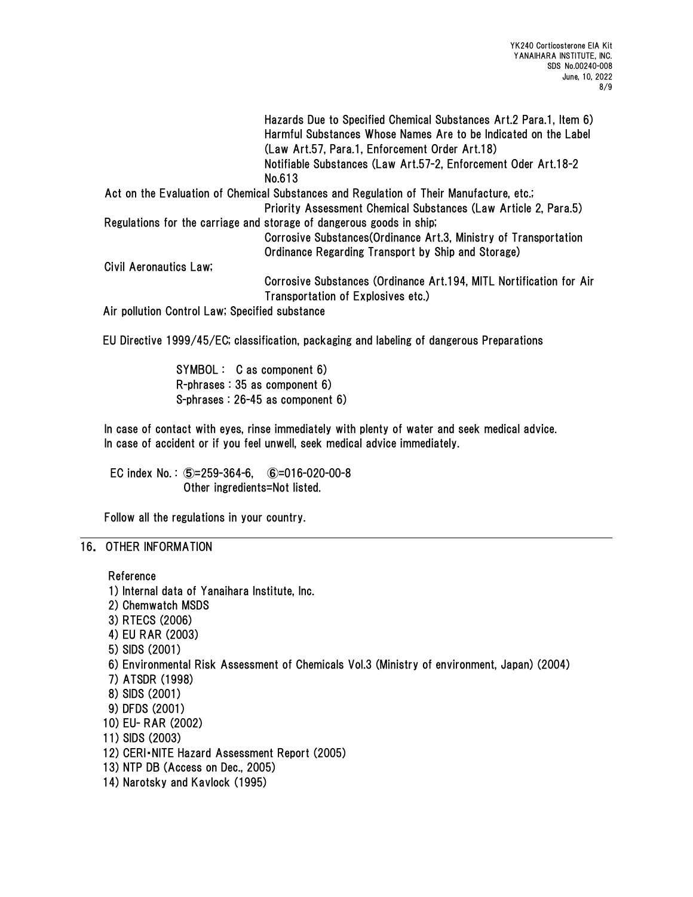Hazards Due to Specified Chemical Substances Art.2 Para.1, Item 6)
Harmful Substances Whose Names Are to be Indicated on the Label (Law Art.57, Para.1, Enforcement Order Art.18)
Notifiable Substances (Law Art.57-2, Enforcement Oder Art.18-2 No.613

Act on the Evaluation of Chemical Substances and Regulation of Their Manufacture, etc.;
Priority Assessment Chemical Substances (Law Article 2, Para.5)

Regulations for the carriage and storage of dangerous goods in ship;
Corrosive Substances(Ordinance Art.3, Ministry of Transportation Ordinance Regarding Transport by Ship and Storage)

Civil Aeronautics Law;
Corrosive Substances (Ordinance Art.194, MITL Notification for Air Transportation of Explosives etc.)

Air pollution Control Law; Specified substance

EU Directive 1999/45/EC; classification, packaging and labeling of dangerous Preparations

SYMBOL : C as component 6)
R-phrases : 35 as component 6)
S-phrases : 26-45 as component 6)

In case of contact with eyes, rinse immediately with plenty of water and seek medical advice.
In case of accident or if you feel unwell, seek medical advice immediately.

EC index No. : ⑤=259-364-6, ⑥=016-020-00-8
Other ingredients=Not listed.

Follow all the regulations in your country.

## 16. OTHER INFORMATION

Reference

1) Internal data of Yanaihara Institute, Inc.
2) Chemwatch MSDS
3) RTECS (2006)
4) EU RAR (2003)
5) SIDS (2001)
6) Environmental Risk Assessment of Chemicals Vol.3 (Ministry of environment, Japan) (2004)
7) ATSDR (1998)
8) SIDS (2001)
9) DFDS (2001)
10) EU- RAR (2002)
11) SIDS (2003)
12) CERI・NITE Hazard Assessment Report (2005)
13) NTP DB (Access on Dec., 2005)
14) Narotsky and Kavlock (1995)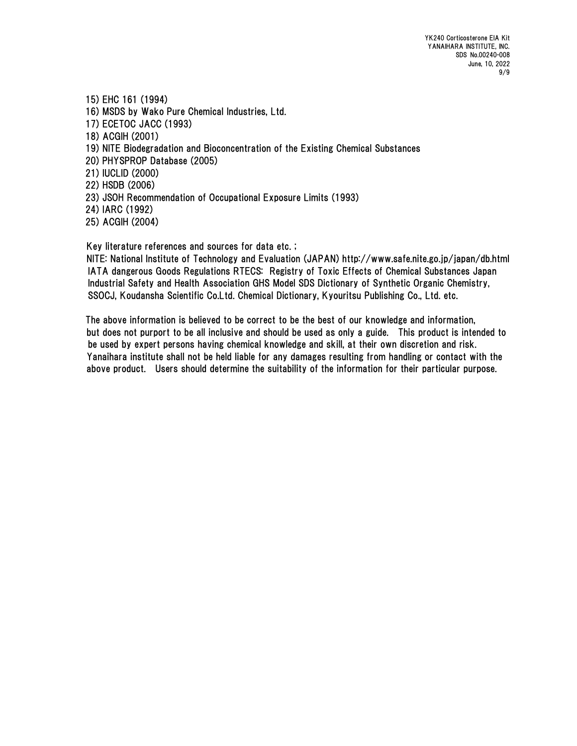15) EHC 161 (1994)
16) MSDS by Wako Pure Chemical Industries, Ltd.
17) ECETOC JACC (1993)
18) ACGIH (2001)
19) NITE Biodegradation and Bioconcentration of the Existing Chemical Substances
20) PHYSPROP Database (2005)
21) IUCLID (2000)
22) HSDB (2006)
23) JSOH Recommendation of Occupational Exposure Limits (1993)
24) IARC (1992)
25) ACGIH (2004)

Key literature references and sources for data etc. ;
NITE: National Institute of Technology and Evaluation (JAPAN) http://www.safe.nite.go.jp/japan/db.html
IATA dangerous Goods Regulations RTECS: Registry of Toxic Effects of Chemical Substances Japan Industrial Safety and Health Association GHS Model SDS Dictionary of Synthetic Organic Chemistry, SSOCJ, Koudansha Scientific Co.Ltd. Chemical Dictionary, Kyouritsu Publishing Co., Ltd. etc.

The above information is believed to be correct to be the best of our knowledge and information, but does not purport to be all inclusive and should be used as only a guide. This product is intended to be used by expert persons having chemical knowledge and skill, at their own discretion and risk. Yanaihara institute shall not be held liable for any damages resulting from handling or contact with the above product. Users should determine the suitability of the information for their particular purpose.